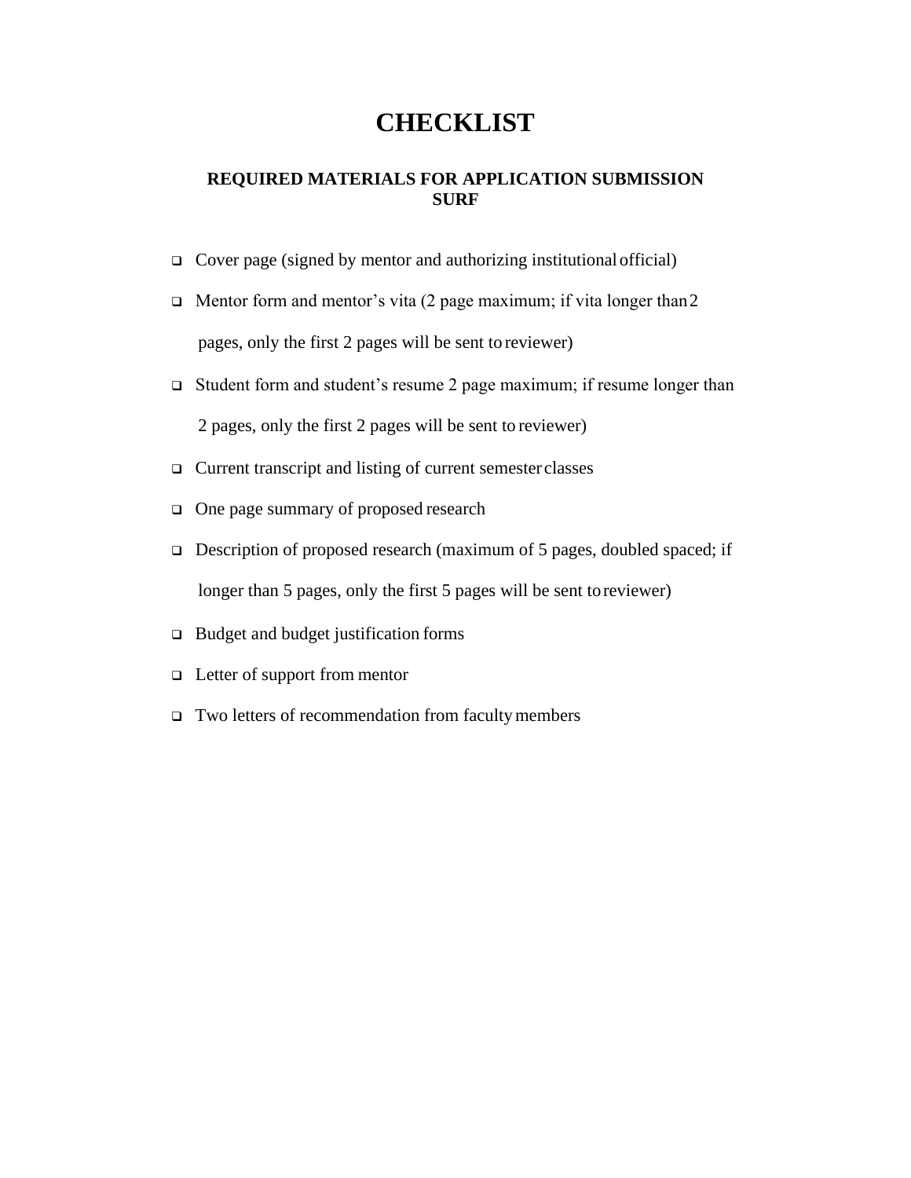# CHECKLIST

## REQUIRED MATERIALS FOR APPLICATION SUBMISSION
## SURF

- ❑ Cover page (signed by mentor and authorizing institutional official)
- ❑ Mentor form and mentor's vita (2 page maximum; if vita longer than 2 pages, only the first 2 pages will be sent to reviewer)
- ❑ Student form and student's resume 2 page maximum; if resume longer than 2 pages, only the first 2 pages will be sent to reviewer)
- ❑ Current transcript and listing of current semester classes
- ❑ One page summary of proposed research
- ❑ Description of proposed research (maximum of 5 pages, doubled spaced; if longer than 5 pages, only the first 5 pages will be sent to reviewer)
- ❑ Budget and budget justification forms
- ❑ Letter of support from mentor
- ❑ Two letters of recommendation from faculty members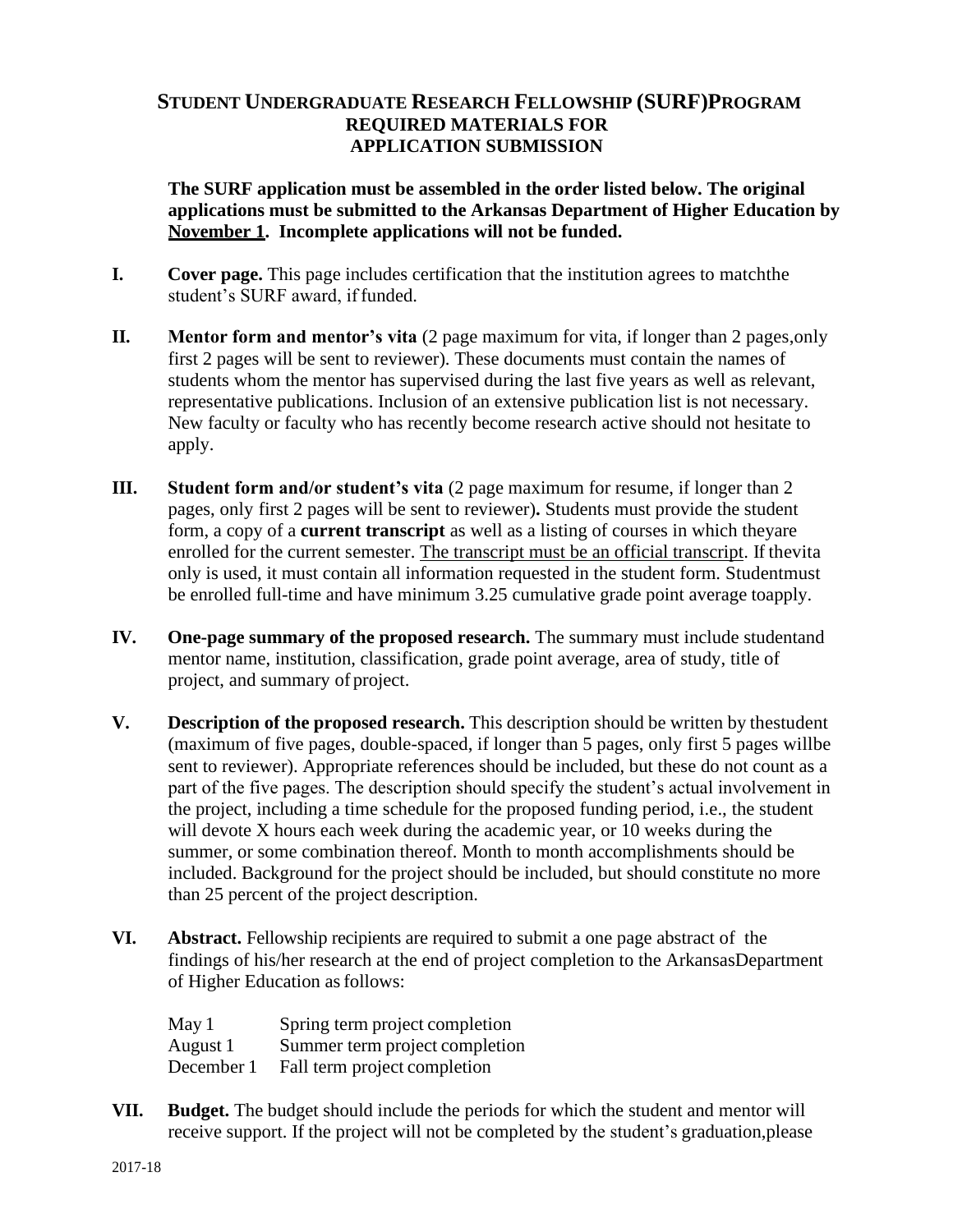# STUDENT UNDERGRADUATE RESEARCH FELLOWSHIP (SURF) PROGRAM
## REQUIRED MATERIALS FOR APPLICATION SUBMISSION

**The SURF application must be assembled in the order listed below. The original applications must be submitted to the Arkansas Department of Higher Education by <u>November 1</u>. Incomplete applications will not be funded.**

**I. Cover page.** This page includes certification that the institution agrees to match the student's SURF award, if funded.

**II. Mentor form and mentor's vita** (2 page maximum for vita, if longer than 2 pages, only first 2 pages will be sent to reviewer). These documents must contain the names of students whom the mentor has supervised during the last five years as well as relevant, representative publications. Inclusion of an extensive publication list is not necessary. New faculty or faculty who has recently become research active should not hesitate to apply.

**III. Student form and/or student's vita** (2 page maximum for resume, if longer than 2 pages, only first 2 pages will be sent to reviewer)**.** Students must provide the student form, a copy of a **current transcript** as well as a listing of courses in which they are enrolled for the current semester. <u>The transcript must be an official transcript</u>. If the vita only is used, it must contain all information requested in the student form. Student must be enrolled full-time and have minimum 3.25 cumulative grade point average to apply.

**IV. One-page summary of the proposed research.** The summary must include student and mentor name, institution, classification, grade point average, area of study, title of project, and summary of project.

**V. Description of the proposed research.** This description should be written by the student (maximum of five pages, double-spaced, if longer than 5 pages, only first 5 pages will be sent to reviewer). Appropriate references should be included, but these do not count as a part of the five pages. The description should specify the student's actual involvement in the project, including a time schedule for the proposed funding period, i.e., the student will devote X hours each week during the academic year, or 10 weeks during the summer, or some combination thereof. Month to month accomplishments should be included. Background for the project should be included, but should constitute no more than 25 percent of the project description.

**VI. Abstract.** Fellowship recipients are required to submit a one page abstract of the findings of his/her research at the end of project completion to the Arkansas Department of Higher Education as follows:

| | |
|---|---|
| May 1 | Spring term project completion |
| August 1 | Summer term project completion |
| December 1 | Fall term project completion |

**VII. Budget.** The budget should include the periods for which the student and mentor will receive support. If the project will not be completed by the student's graduation, please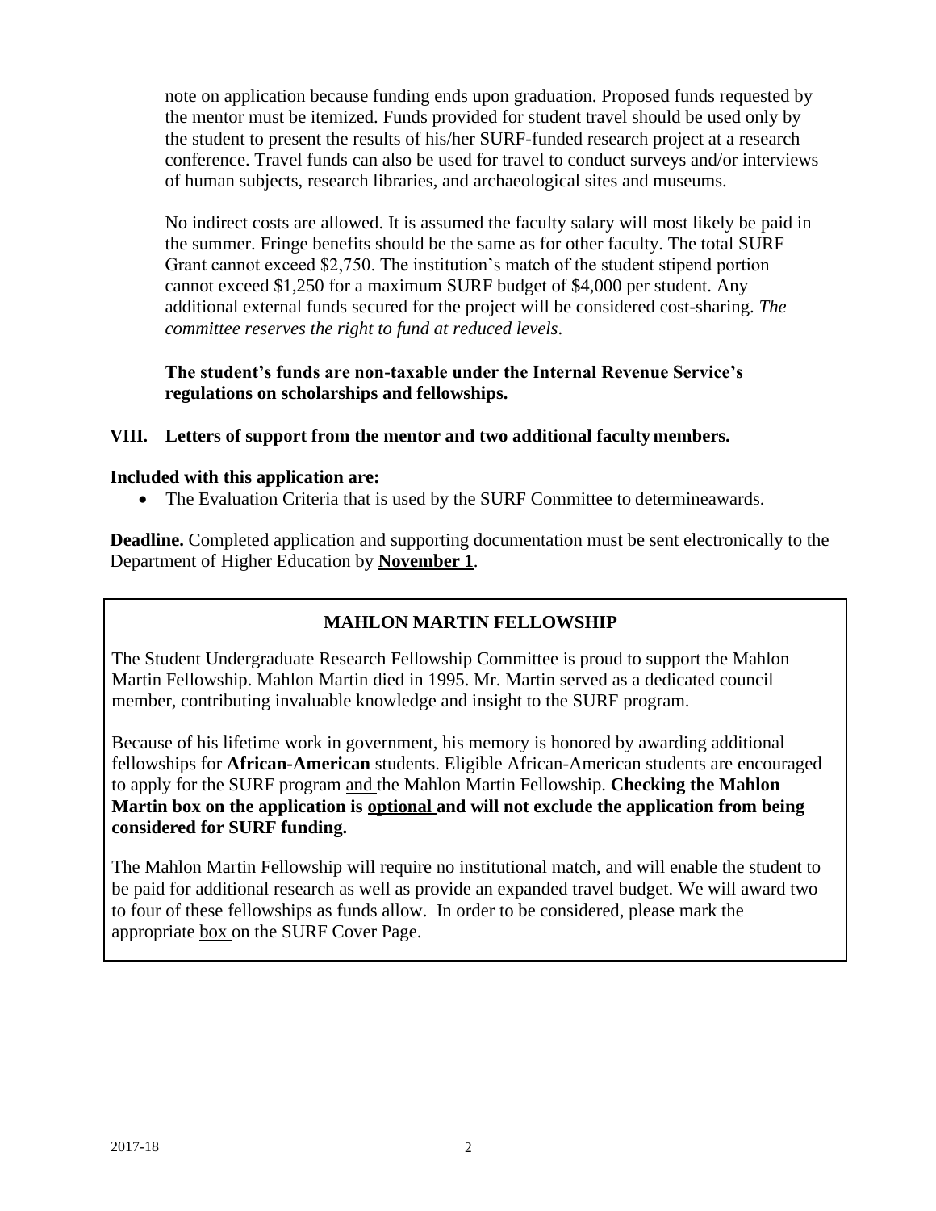note on application because funding ends upon graduation. Proposed funds requested by the mentor must be itemized. Funds provided for student travel should be used only by the student to present the results of his/her SURF-funded research project at a research conference. Travel funds can also be used for travel to conduct surveys and/or interviews of human subjects, research libraries, and archaeological sites and museums.

No indirect costs are allowed. It is assumed the faculty salary will most likely be paid in the summer. Fringe benefits should be the same as for other faculty. The total SURF Grant cannot exceed $2,750. The institution's match of the student stipend portion cannot exceed $1,250 for a maximum SURF budget of $4,000 per student. Any additional external funds secured for the project will be considered cost-sharing. *The committee reserves the right to fund at reduced levels*.

**The student's funds are non-taxable under the Internal Revenue Service's regulations on scholarships and fellowships.**

**VIII. Letters of support from the mentor and two additional faculty members.**

**Included with this application are:**

- The Evaluation Criteria that is used by the SURF Committee to determineawards.

**Deadline.** Completed application and supporting documentation must be sent electronically to the Department of Higher Education by **November 1**.

## MAHLON MARTIN FELLOWSHIP

The Student Undergraduate Research Fellowship Committee is proud to support the Mahlon Martin Fellowship. Mahlon Martin died in 1995. Mr. Martin served as a dedicated council member, contributing invaluable knowledge and insight to the SURF program.

Because of his lifetime work in government, his memory is honored by awarding additional fellowships for **African-American** students. Eligible African-American students are encouraged to apply for the SURF program and the Mahlon Martin Fellowship. **Checking the Mahlon Martin box on the application is optional and will not exclude the application from being considered for SURF funding.**

The Mahlon Martin Fellowship will require no institutional match, and will enable the student to be paid for additional research as well as provide an expanded travel budget. We will award two to four of these fellowships as funds allow. In order to be considered, please mark the appropriate box on the SURF Cover Page.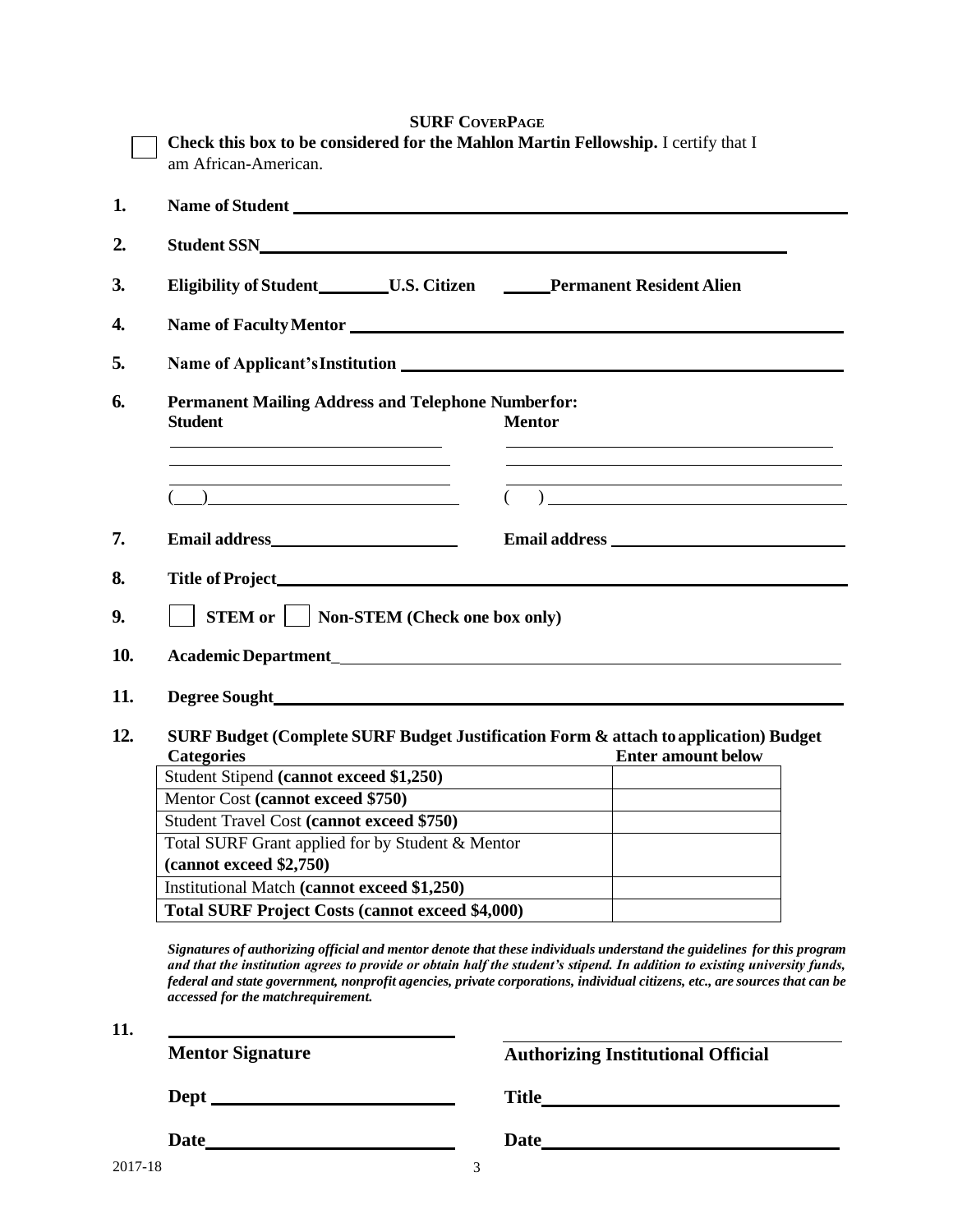## SURF CoverPage

☐ **Check this box to be considered for the Mahlon Martin Fellowship.** I certify that I am African-American.

1. **Name of Student** ______________________________

2. **Student SSN** ______________________________

3. **Eligibility of Student** ________ **U.S. Citizen** ______ **Permanent Resident Alien**

4. **Name of Faculty Mentor** ______________________________

5. **Name of Applicant's Institution** ______________________________

6. **Permanent Mailing Address and Telephone Number for:**

   **Student**

   ______________________________

   ______________________________

   ______________________________

   ( ) ______________________________

   **Mentor**

   ______________________________

   ______________________________

   ______________________________

   ( ) ______________________________

7. **Email address** ______________________ **Email address** ______________________

8. **Title of Project** ______________________________

9. ☐ **STEM or** ☐ **Non-STEM (Check one box only)**

10. **Academic Department**_ ______________________________

11. **Degree Sought** ______________________________

12. **SURF Budget (Complete SURF Budget Justification Form & attach to application) Budget**

| **Categories** | **Enter amount below** |
|---|---|
| Student Stipend **(cannot exceed $1,250)** | |
| Mentor Cost **(cannot exceed $750)** | |
| Student Travel Cost **(cannot exceed $750)** | |
| Total SURF Grant applied for by Student & Mentor **(cannot exceed $2,750)** | |
| Institutional Match **(cannot exceed $1,250)** | |
| **Total SURF Project Costs (cannot exceed $4,000)** | |

***Signatures of authorizing official and mentor denote that these individuals understand the guidelines for this program and that the institution agrees to provide or obtain half the student's stipend. In addition to existing university funds, federal and state government, nonprofit agencies, private corporations, individual citizens, etc., are sources that can be accessed for the matchrequirement.***

11. ______________________________ ______________________________

**Mentor Signature** **Authorizing Institutional Official**

**Dept** ______________________ **Title** ______________________

**Date** ______________________ **Date** ______________________

2017-18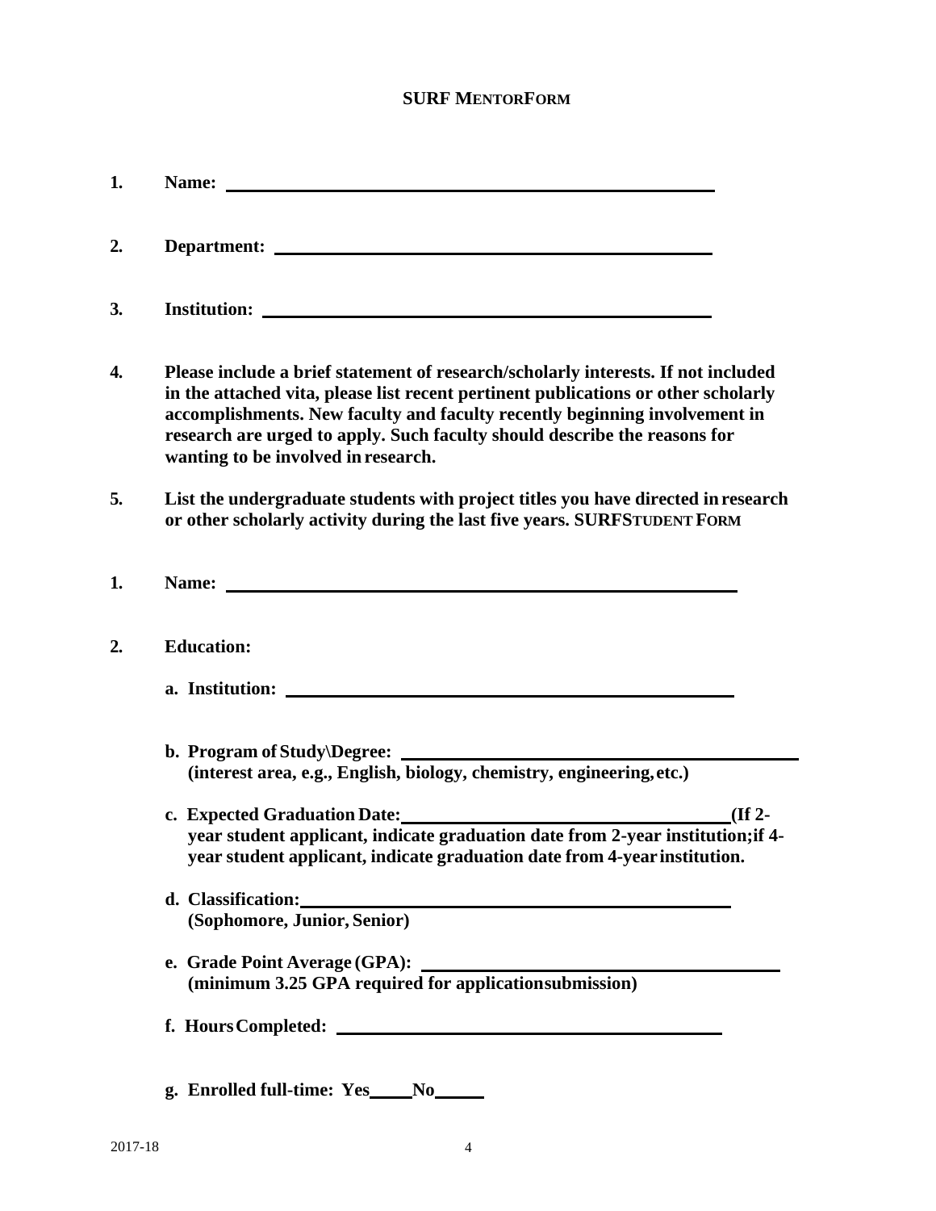## SURF MENTOR FORM

1. **Name:** \_\_\_\_\_\_\_\_\_\_\_\_\_\_\_\_\_\_\_\_\_\_\_\_\_\_\_\_\_\_\_\_\_\_\_\_\_\_\_\_

2. **Department:** \_\_\_\_\_\_\_\_\_\_\_\_\_\_\_\_\_\_\_\_\_\_\_\_\_\_\_\_\_\_\_\_\_\_\_\_\_\_\_\_

3. **Institution:** \_\_\_\_\_\_\_\_\_\_\_\_\_\_\_\_\_\_\_\_\_\_\_\_\_\_\_\_\_\_\_\_\_\_\_\_\_\_\_\_

4. **Please include a brief statement of research/scholarly interests. If not included in the attached vita, please list recent pertinent publications or other scholarly accomplishments. New faculty and faculty recently beginning involvement in research are urged to apply. Such faculty should describe the reasons for wanting to be involved in research.**

5. **List the undergraduate students with project titles you have directed in research or other scholarly activity during the last five years.**

## SURF STUDENT FORM

1. **Name:** \_\_\_\_\_\_\_\_\_\_\_\_\_\_\_\_\_\_\_\_\_\_\_\_\_\_\_\_\_\_\_\_\_\_\_\_\_\_\_\_

2. **Education:**

   **a. Institution:** \_\_\_\_\_\_\_\_\_\_\_\_\_\_\_\_\_\_\_\_\_\_\_\_\_\_\_\_\_\_\_\_\_\_\_\_\_\_\_\_

   **b. Program of Study\Degree:** \_\_\_\_\_\_\_\_\_\_\_\_\_\_\_\_\_\_\_\_\_\_\_\_\_\_\_\_\_\_\_\_\_\_\_\_\_\_\_\_
   **(interest area, e.g., English, biology, chemistry, engineering, etc.)**

   **c. Expected Graduation Date:** \_\_\_\_\_\_\_\_\_\_\_\_\_\_\_\_\_\_\_\_\_\_\_\_\_\_\_\_\_\_\_\_ **(If 2-year student applicant, indicate graduation date from 2-year institution; if 4-year student applicant, indicate graduation date from 4-year institution.**

   **d. Classification:** \_\_\_\_\_\_\_\_\_\_\_\_\_\_\_\_\_\_\_\_\_\_\_\_\_\_\_\_\_\_\_\_\_\_\_\_\_\_\_\_
   **(Sophomore, Junior, Senior)**

   **e. Grade Point Average (GPA):** \_\_\_\_\_\_\_\_\_\_\_\_\_\_\_\_\_\_\_\_\_\_\_\_\_\_\_\_\_\_\_\_\_\_\_\_\_\_\_\_
   **(minimum 3.25 GPA required for application submission)**

   **f. Hours Completed:** \_\_\_\_\_\_\_\_\_\_\_\_\_\_\_\_\_\_\_\_\_\_\_\_\_\_\_\_\_\_\_\_\_\_\_\_\_\_\_\_

   **g. Enrolled full-time: Yes\_\_\_\_\_ No\_\_\_\_\_\_**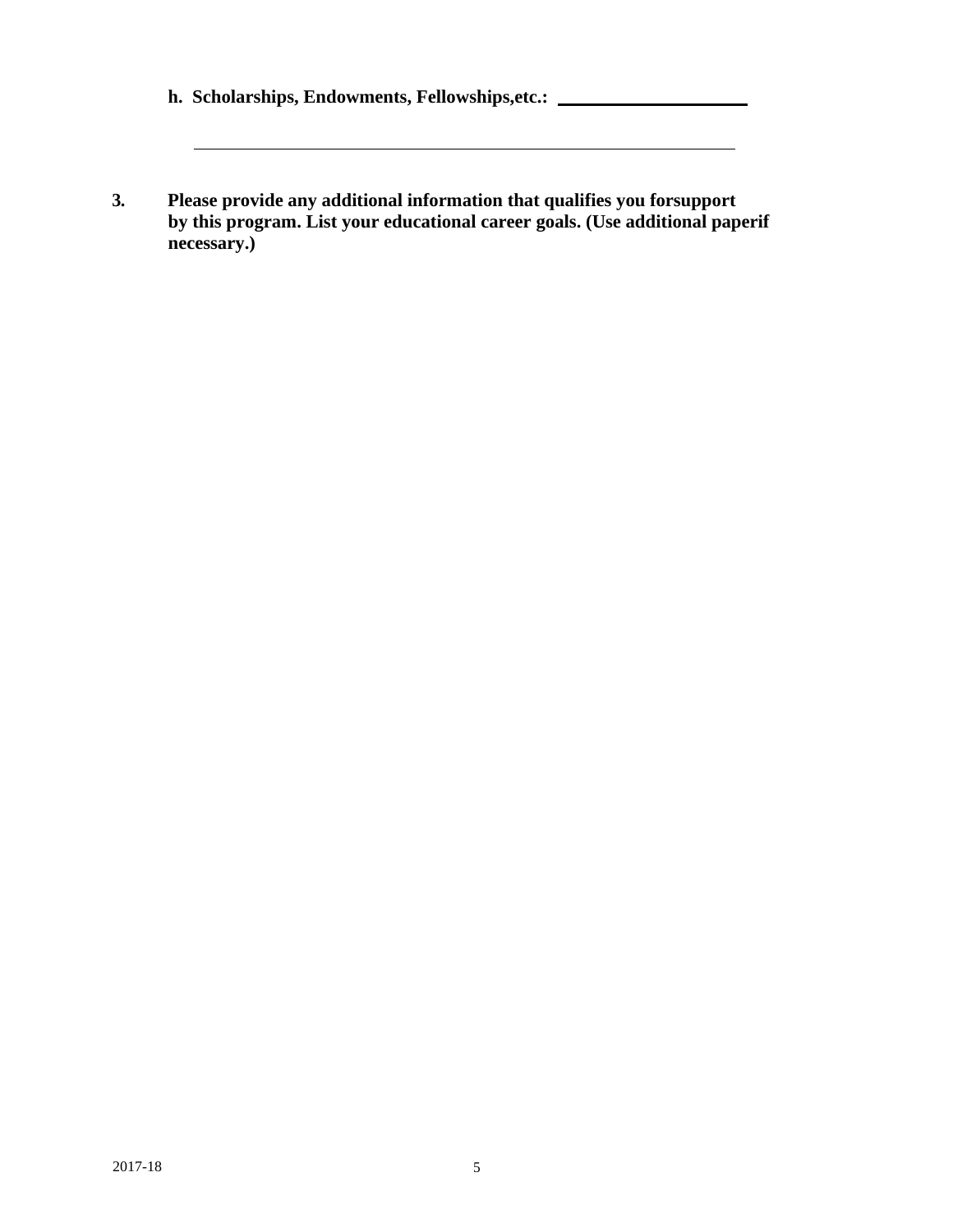**h. Scholarships, Endowments, Fellowships,etc.: \_\_\_\_\_\_\_\_\_\_\_\_\_\_\_\_\_\_\_\_**

\_\_\_\_\_\_\_\_\_\_\_\_\_\_\_\_\_\_\_\_\_\_\_\_\_\_\_\_\_\_\_\_\_\_\_\_\_\_\_\_\_\_\_\_\_\_\_\_\_\_\_\_\_\_

**3. Please provide any additional information that qualifies you forsupport by this program. List your educational career goals. (Use additional paperif necessary.)**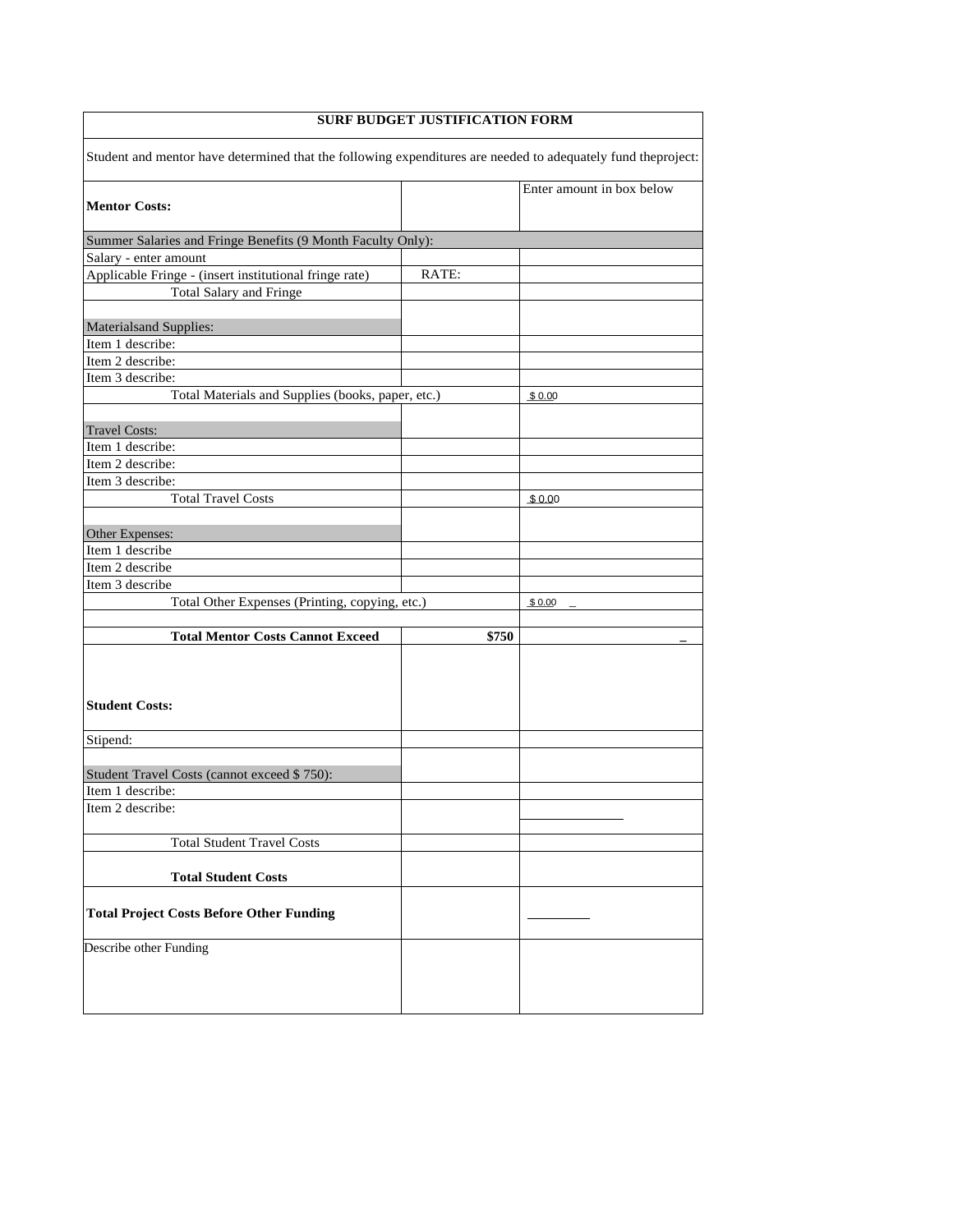| SURF BUDGET JUSTIFICATION FORM | | |
|---|---|---|
| Student and mentor have determined that the following expenditures are needed to adequately fund theproject: | | |
| **Mentor Costs:** | | Enter amount in box below |
| Summer Salaries and Fringe Benefits (9 Month Faculty Only): | | |
| Salary - enter amount | | |
| Applicable Fringe - (insert institutional fringe rate) | RATE: | |
| Total Salary and Fringe | | |
| Materialsand Supplies: | | |
| Item 1 describe: | | |
| Item 2 describe: | | |
| Item 3 describe: | | |
| Total Materials and Supplies (books, paper, etc.) | | $ 0.00 |
| Travel Costs: | | |
| Item 1 describe: | | |
| Item 2 describe: | | |
| Item 3 describe: | | |
| Total Travel Costs | | $ 0.00 |
| Other Expenses: | | |
| Item 1 describe | | |
| Item 2 describe | | |
| Item 3 describe | | |
| Total Other Expenses (Printing, copying, etc.) | | $ 0.00 _ |
| **Total Mentor Costs Cannot Exceed** | **$750** | _ |
| **Student Costs:** | | |
| Stipend: | | |
| Student Travel Costs (cannot exceed $ 750): | | |
| Item 1 describe: | | |
| Item 2 describe: | | |
| Total Student Travel Costs | | |
| **Total Student Costs** | | |
| **Total Project Costs Before Other Funding** | | |
| Describe other Funding | | |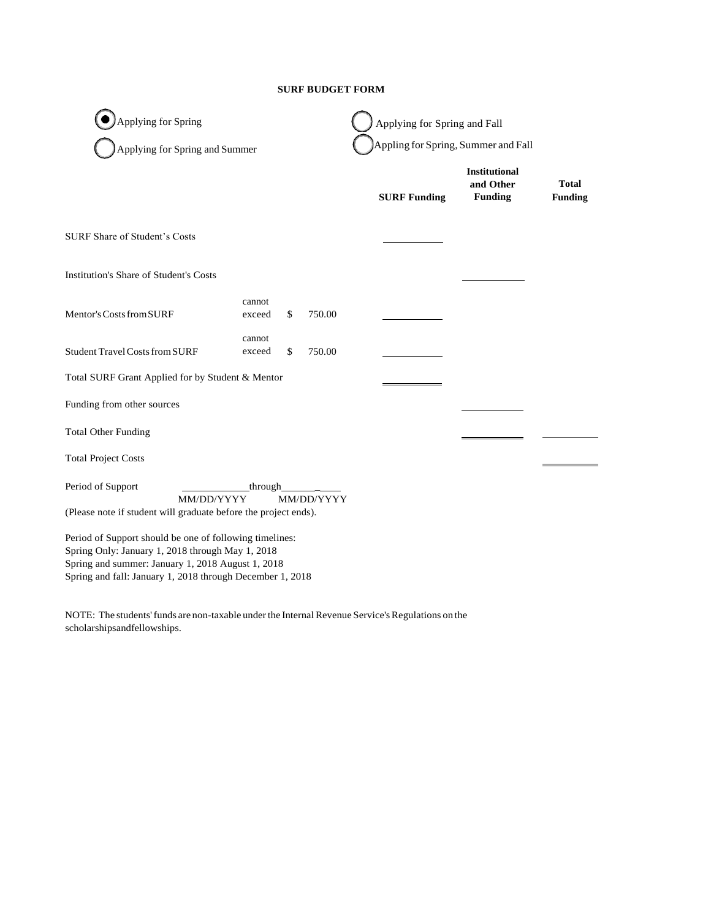**SURF BUDGET FORM**

- (●) Applying for Spring
- ( ) Applying for Spring and Summer
- ( ) Applying for Spring and Fall
- ( ) Appling for Spring, Summer and Fall

| | | | | SURF Funding | Institutional and Other Funding | Total Funding |
|---|---|---|---|---|---|---|
| SURF Share of Student's Costs | | | | ________ | | |
| Institution's Share of Student's Costs | | | | | ________ | |
| Mentor's Costs from SURF | cannot exceed | $ | 750.00 | ________ | | |
| Student Travel Costs from SURF | cannot exceed | $ | 750.00 | ________ | | |
| Total SURF Grant Applied for by Student & Mentor | | | | ________ | | |
| Funding from other sources | | | | | ________ | |
| Total Other Funding | | | | | ________ | ________ |
| Total Project Costs | | | | | | ________ |

Period of Support ____________ through ____________
MM/DD/YYYY MM/DD/YYYY

(Please note if student will graduate before the project ends).

Period of Support should be one of following timelines:
Spring Only: January 1, 2018 through May 1, 2018
Spring and summer: January 1, 2018 August 1, 2018
Spring and fall: January 1, 2018 through December 1, 2018

NOTE: The students' funds are non-taxable under the Internal Revenue Service's Regulations on the scholarshipsandfellowships.